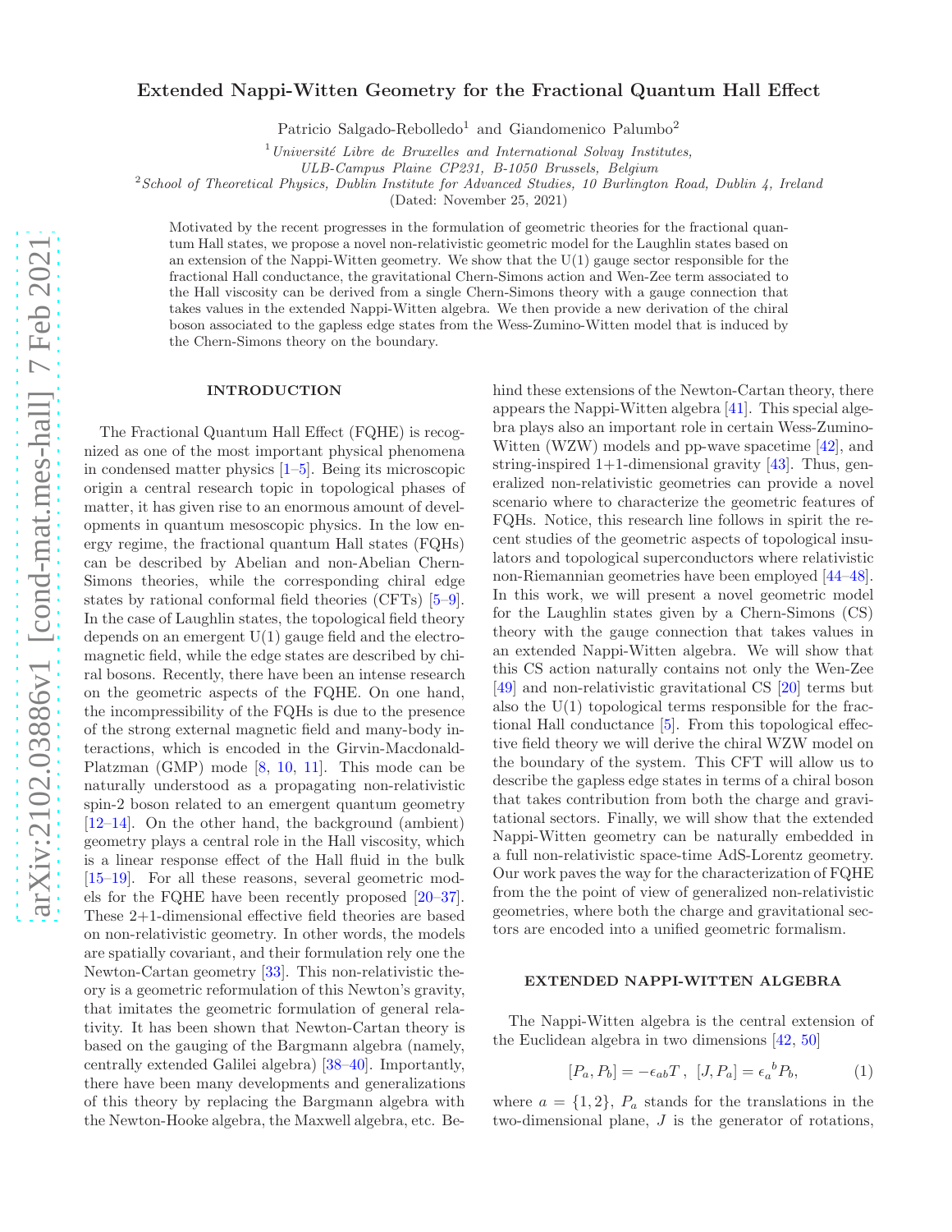# Extended Nappi-Witten Geometry for the Fractional Quantum Hall Effect

Patricio Salgado-Rebolledo[1] and Giandomenico Palumbo[2]

[1] *Université Libre de Bruxelles and International Solvay Institutes, ULB-Campus Plaine CP231, B-1050 Brussels, Belgium*

[2] *School of Theoretical Physics, Dublin Institute for Advanced Studies, 10 Burlington Road, Dublin 4, Ireland*

(Dated: November 25, 2021)

Motivated by the recent progresses in the formulation of geometric theories for the fractional quantum Hall states, we propose a novel non-relativistic geometric model for the Laughlin states based on an extension of the Nappi-Witten geometry. We show that the U(1) gauge sector responsible for the fractional Hall conductance, the gravitational Chern-Simons action and Wen-Zee term associated to the Hall viscosity can be derived from a single Chern-Simons theory with a gauge connection that takes values in the extended Nappi-Witten algebra. We then provide a new derivation of the chiral boson associated to the gapless edge states from the Wess-Zumino-Witten model that is induced by the Chern-Simons theory on the boundary.

## INTRODUCTION

The Fractional Quantum Hall Effect (FQHE) is recognized as one of the most important physical phenomena in condensed matter physics [1–5]. Being its microscopic origin a central research topic in topological phases of matter, it has given rise to an enormous amount of developments in quantum mesoscopic physics. In the low energy regime, the fractional quantum Hall states (FQHs) can be described by Abelian and non-Abelian Chern-Simons theories, while the corresponding chiral edge states by rational conformal field theories (CFTs) [5–9]. In the case of Laughlin states, the topological field theory depends on an emergent U(1) gauge field and the electromagnetic field, while the edge states are described by chiral bosons. Recently, there have been an intense research on the geometric aspects of the FQHE. On one hand, the incompressibility of the FQHs is due to the presence of the strong external magnetic field and many-body interactions, which is encoded in the Girvin-Macdonald-Platzman (GMP) mode [8, 10, 11]. This mode can be naturally understood as a propagating non-relativistic spin-2 boson related to an emergent quantum geometry [12–14]. On the other hand, the background (ambient) geometry plays a central role in the Hall viscosity, which is a linear response effect of the Hall fluid in the bulk [15–19]. For all these reasons, several geometric models for the FQHE have been recently proposed [20–37]. These 2+1-dimensional effective field theories are based on non-relativistic geometry. In other words, the models are spatially covariant, and their formulation rely one the Newton-Cartan geometry [33]. This non-relativistic theory is a geometric reformulation of this Newton's gravity, that imitates the geometric formulation of general relativity. It has been shown that Newton-Cartan theory is based on the gauging of the Bargmann algebra (namely, centrally extended Galilei algebra) [38–40]. Importantly, there have been many developments and generalizations of this theory by replacing the Bargmann algebra with the Newton-Hooke algebra, the Maxwell algebra, etc. Behind these extensions of the Newton-Cartan theory, there appears the Nappi-Witten algebra [41]. This special algebra plays also an important role in certain Wess-Zumino-Witten (WZW) models and pp-wave spacetime [42], and string-inspired 1+1-dimensional gravity [43]. Thus, generalized non-relativistic geometries can provide a novel scenario where to characterize the geometric features of FQHs. Notice, this research line follows in spirit the recent studies of the geometric aspects of topological insulators and topological superconductors where relativistic non-Riemannian geometries have been employed [44–48]. In this work, we will present a novel geometric model for the Laughlin states given by a Chern-Simons (CS) theory with the gauge connection that takes values in an extended Nappi-Witten algebra. We will show that this CS action naturally contains not only the Wen-Zee [49] and non-relativistic gravitational CS [20] terms but also the U(1) topological terms responsible for the fractional Hall conductance [5]. From this topological effective field theory we will derive the chiral WZW model on the boundary of the system. This CFT will allow us to describe the gapless edge states in terms of a chiral boson that takes contribution from both the charge and gravitational sectors. Finally, we will show that the extended Nappi-Witten geometry can be naturally embedded in a full non-relativistic space-time AdS-Lorentz geometry. Our work paves the way for the characterization of FQHE from the the point of view of generalized non-relativistic geometries, where both the charge and gravitational sectors are encoded into a unified geometric formalism.

## EXTENDED NAPPI-WITTEN ALGEBRA

The Nappi-Witten algebra is the central extension of the Euclidean algebra in two dimensions [42, 50]

$$[P_a, P_b] = -\epsilon_{ab} T\,, \quad [J, P_a] = \epsilon_a{}^b P_b, \tag{1}$$

where $a = \{1, 2\}$, $P_a$ stands for the translations in the two-dimensional plane, $J$ is the generator of rotations,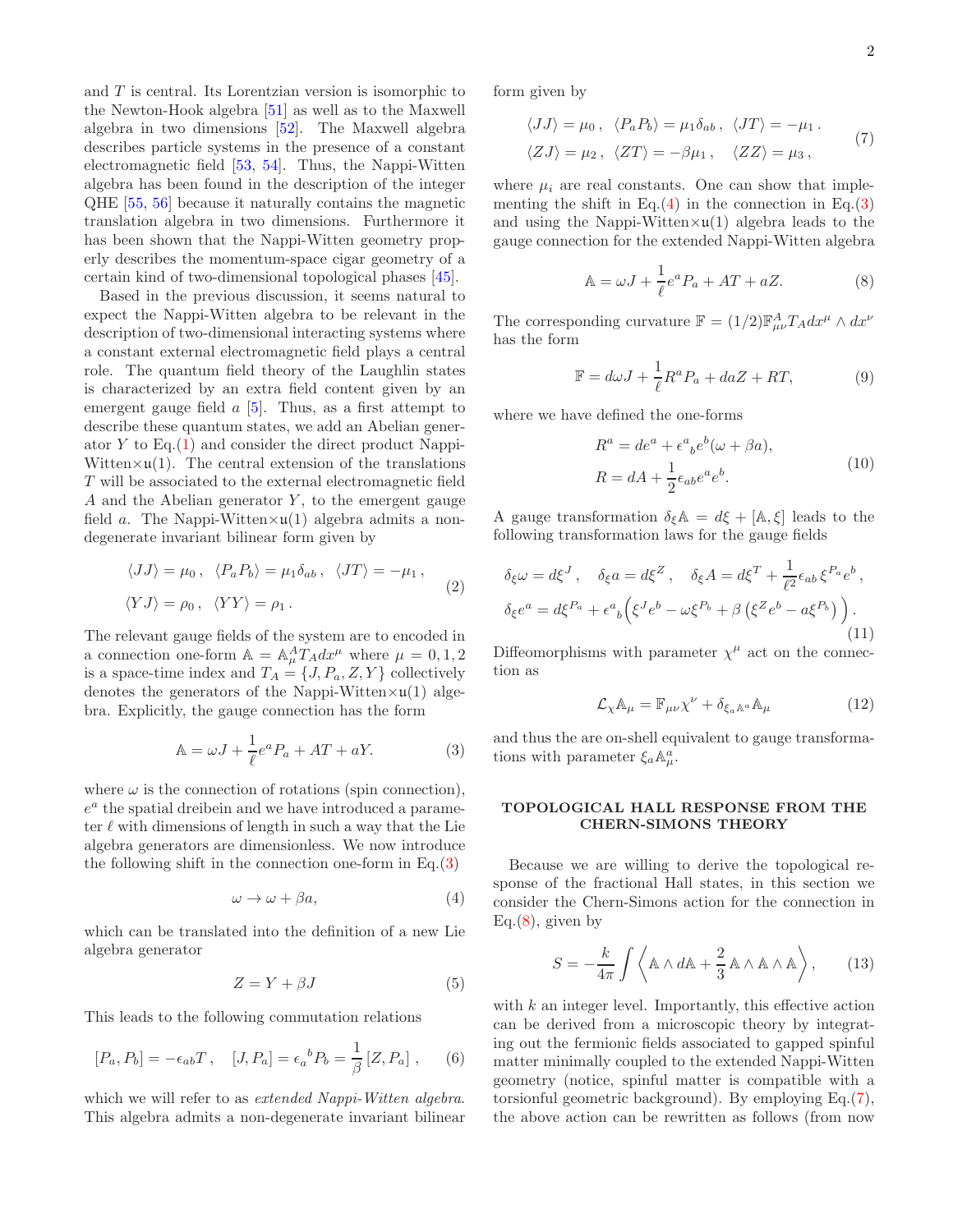and $T$ is central. Its Lorentzian version is isomorphic to the Newton-Hook algebra [51] as well as to the Maxwell algebra in two dimensions [52]. The Maxwell algebra describes particle systems in the presence of a constant electromagnetic field [53, 54]. Thus, the Nappi-Witten algebra has been found in the description of the integer QHE [55, 56] because it naturally contains the magnetic translation algebra in two dimensions. Furthermore it has been shown that the Nappi-Witten geometry properly describes the momentum-space cigar geometry of a certain kind of two-dimensional topological phases [45].

Based in the previous discussion, it seems natural to expect the Nappi-Witten algebra to be relevant in the description of two-dimensional interacting systems where a constant external electromagnetic field plays a central role. The quantum field theory of the Laughlin states is characterized by an extra field content given by an emergent gauge field $a$ [5]. Thus, as a first attempt to describe these quantum states, we add an Abelian generator $Y$ to Eq.(1) and consider the direct product Nappi-Witten$\times\mathfrak{u}(1)$. The central extension of the translations $T$ will be associated to the external electromagnetic field $A$ and the Abelian generator $Y$, to the emergent gauge field $a$. The Nappi-Witten$\times\mathfrak{u}(1)$ algebra admits a non-degenerate invariant bilinear form given by

$$
\begin{aligned}
&\langle JJ\rangle = \mu_0\,, \ \ \langle P_a P_b\rangle = \mu_1 \delta_{ab}\,, \ \ \langle JT\rangle = -\mu_1\,, \\
&\langle YJ\rangle = \rho_0\,, \ \ \langle YY\rangle = \rho_1\,.
\end{aligned} \tag{2}
$$

The relevant gauge fields of the system are to encoded in a connection one-form $\mathbb{A} = \mathbb{A}^A_\mu T_A dx^\mu$ where $\mu = 0, 1, 2$ is a space-time index and $T_A = \{J, P_a, Z, Y\}$ collectively denotes the generators of the Nappi-Witten$\times\mathfrak{u}(1)$ algebra. Explicitly, the gauge connection has the form

$$
\mathbb{A} = \omega J + \frac{1}{\ell} e^a P_a + AT + aY. \tag{3}
$$

where $\omega$ is the connection of rotations (spin connection), $e^a$ the spatial dreibein and we have introduced a parameter $\ell$ with dimensions of length in such a way that the Lie algebra generators are dimensionless. We now introduce the following shift in the connection one-form in Eq.(3)

$$
\omega \to \omega + \beta a, \tag{4}
$$

which can be translated into the definition of a new Lie algebra generator

$$
Z = Y + \beta J \tag{5}
$$

This leads to the following commutation relations

$$
[P_a, P_b] = -\epsilon_{ab} T\,, \quad [J, P_a] = \epsilon_a{}^b P_b = \frac{1}{\beta}\,[Z, P_a]\,, \tag{6}
$$

which we will refer to as *extended Nappi-Witten algebra*. This algebra admits a non-degenerate invariant bilinear form given by

$$
\begin{aligned}
&\langle JJ\rangle = \mu_0\,, \ \ \langle P_a P_b\rangle = \mu_1 \delta_{ab}\,, \ \ \langle JT\rangle = -\mu_1\,. \\
&\langle ZJ\rangle = \mu_2\,, \ \ \langle ZT\rangle = -\beta\mu_1\,, \quad \langle ZZ\rangle = \mu_3\,,
\end{aligned} \tag{7}
$$

where $\mu_i$ are real constants. One can show that implementing the shift in Eq.(4) in the connection in Eq.(3) and using the Nappi-Witten$\times\mathfrak{u}(1)$ algebra leads to the gauge connection for the extended Nappi-Witten algebra

$$
\mathbb{A} = \omega J + \frac{1}{\ell} e^a P_a + AT + aZ. \tag{8}
$$

The corresponding curvature $\mathbb{F} = (1/2)\mathbb{F}^A_{\mu\nu} T_A dx^\mu \wedge dx^\nu$ has the form

$$
\mathbb{F} = d\omega J + \frac{1}{\ell} R^a P_a + da Z + RT, \tag{9}
$$

where we have defined the one-forms

$$
\begin{aligned}
R^a &= de^a + \epsilon^a{}_b e^b(\omega + \beta a), \\
R &= dA + \frac{1}{2}\epsilon_{ab} e^a e^b.
\end{aligned} \tag{10}
$$

A gauge transformation $\delta_\xi \mathbb{A} = d\xi + [\mathbb{A}, \xi]$ leads to the following transformation laws for the gauge fields

$$
\begin{aligned}
&\delta_\xi \omega = d\xi^J\,, \quad \delta_\xi a = d\xi^Z\,, \quad \delta_\xi A = d\xi^T + \frac{1}{\ell^2}\epsilon_{ab}\,\xi^{P_a} e^b\,, \\
&\delta_\xi e^a = d\xi^{P_a} + \epsilon^a{}_b\Big(\xi^J e^b - \omega\xi^{P_b} + \beta\left(\xi^Z e^b - a\xi^{P_b}\right)\Big)\,.
\end{aligned} \tag{11}
$$

Diffeomorphisms with parameter $\chi^\mu$ act on the connection as

$$
\mathcal{L}_\chi \mathbb{A}_\mu = \mathbb{F}_{\mu\nu}\chi^\nu + \delta_{\xi_a \mathbb{A}^a}\mathbb{A}_\mu \tag{12}
$$

and thus the are on-shell equivalent to gauge transformations with parameter $\xi_a \mathbb{A}^a_\mu$.

## TOPOLOGICAL HALL RESPONSE FROM THE CHERN-SIMONS THEORY

Because we are willing to derive the topological response of the fractional Hall states, in this section we consider the Chern-Simons action for the connection in Eq.(8), given by

$$
S = -\frac{k}{4\pi}\int \left\langle \mathbb{A}\wedge d\mathbb{A} + \frac{2}{3}\,\mathbb{A}\wedge\mathbb{A}\wedge\mathbb{A}\right\rangle, \tag{13}
$$

with $k$ an integer level. Importantly, this effective action can be derived from a microscopic theory by integrating out the fermionic fields associated to gapped spinful matter minimally coupled to the extended Nappi-Witten geometry (notice, spinful matter is compatible with a torsionful geometric background). By employing Eq.(7), the above action can be rewritten as follows (from now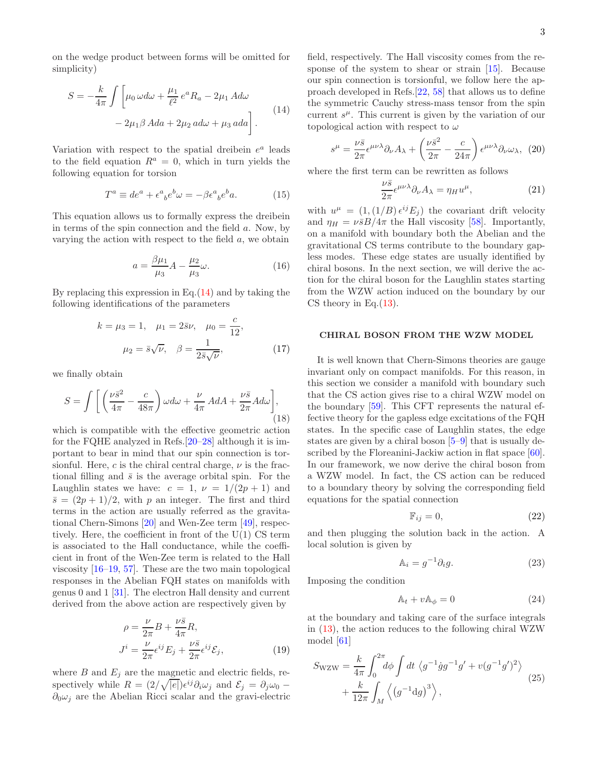on the wedge product between forms will be omitted for simplicity)

$$S = -\frac{k}{4\pi}\int \left[\mu_0\,\omega d\omega + \frac{\mu_1}{\ell^2}\,e^a R_a - 2\mu_1\,Ad\omega \right. \\ \left. - 2\mu_1\beta\,Ada + 2\mu_2\,ad\omega + \mu_3\,ada\right]. \tag{14}$$

Variation with respect to the spatial dreibein $e^a$ leads to the field equation $R^a = 0$, which in turn yields the following equation for torsion

$$T^a \equiv de^a + \epsilon^a{}_b e^b\omega = -\beta\epsilon^a{}_b e^b a. \tag{15}$$

This equation allows us to formally express the dreibein in terms of the spin connection and the field $a$. Now, by varying the action with respect to the field $a$, we obtain

$$a = \frac{\beta\mu_1}{\mu_3}A - \frac{\mu_2}{\mu_3}\omega. \tag{16}$$

By replacing this expression in Eq.(14) and by taking the following identifications of the parameters

$$k = \mu_3 = 1, \quad \mu_1 = 2\bar{s}\nu, \quad \mu_0 = \frac{c}{12}, \\ \mu_2 = \bar{s}\sqrt{\nu}, \quad \beta = \frac{1}{2\bar{s}\sqrt{\nu}}, \tag{17}$$

we finally obtain

$$S = \int\left[\left(\frac{\nu\bar{s}^2}{4\pi} - \frac{c}{48\pi}\right)\omega d\omega + \frac{\nu}{4\pi}\,AdA + \frac{\nu\bar{s}}{2\pi}Ad\omega\right], \tag{18}$$

which is compatible with the effective geometric action for the FQHE analyzed in Refs.[20–28] although it is important to bear in mind that our spin connection is torsionful. Here, $c$ is the chiral central charge, $\nu$ is the fractional filling and $\bar{s}$ is the average orbital spin. For the Laughlin states we have: $c = 1$, $\nu = 1/(2p+1)$ and $\bar{s} = (2p+1)/2$, with $p$ an integer. The first and third terms in the action are usually referred as the gravitational Chern-Simons [20] and Wen-Zee term [49], respectively. Here, the coefficient in front of the U(1) CS term is associated to the Hall conductance, while the coefficient in front of the Wen-Zee term is related to the Hall viscosity [16–19, 57]. These are the two main topological responses in the Abelian FQH states on manifolds with genus 0 and 1 [31]. The electron Hall density and current derived from the above action are respectively given by

$$\rho = \frac{\nu}{2\pi}B + \frac{\nu\bar{s}}{4\pi}R, \\ J^i = \frac{\nu}{2\pi}\epsilon^{ij}E_j + \frac{\nu\bar{s}}{2\pi}\epsilon^{ij}\mathcal{E}_j, \tag{19}$$

where $B$ and $E_j$ are the magnetic and electric fields, respectively while $R = (2/\sqrt{|e|})\epsilon^{ij}\partial_i\omega_j$ and $\mathcal{E}_j = \partial_j\omega_0 - \partial_0\omega_j$ are the Abelian Ricci scalar and the gravi-electric field, respectively. The Hall viscosity comes from the response of the system to shear or strain [15]. Because our spin connection is torsionful, we follow here the approach developed in Refs.[22, 58] that allows us to define the symmetric Cauchy stress-mass tensor from the spin current $s^\mu$. This current is given by the variation of our topological action with respect to $\omega$

$$s^\mu = \frac{\nu\bar{s}}{2\pi}\epsilon^{\mu\nu\lambda}\partial_\nu A_\lambda + \left(\frac{\nu\bar{s}^2}{2\pi} - \frac{c}{24\pi}\right)\epsilon^{\mu\nu\lambda}\partial_\nu\omega_\lambda, \tag{20}$$

where the first term can be rewritten as follows

$$\frac{\nu\bar{s}}{2\pi}\epsilon^{\mu\nu\lambda}\partial_\nu A_\lambda = \eta_H u^\mu, \tag{21}$$

with $u^\mu = (1, (1/B)\,\epsilon^{ij}E_j)$ the covariant drift velocity and $\eta_H = \nu\bar{s}B/4\pi$ the Hall viscosity [58]. Importantly, on a manifold with boundary both the Abelian and the gravitational CS terms contribute to the boundary gapless modes. These edge states are usually identified by chiral bosons. In the next section, we will derive the action for the chiral boson for the Laughlin states starting from the WZW action induced on the boundary by our CS theory in Eq.(13).

## CHIRAL BOSON FROM THE WZW MODEL

It is well known that Chern-Simons theories are gauge invariant only on compact manifolds. For this reason, in this section we consider a manifold with boundary such that the CS action gives rise to a chiral WZW model on the boundary [59]. This CFT represents the natural effective theory for the gapless edge excitations of the FQH states. In the specific case of Laughlin states, the edge states are given by a chiral boson [5–9] that is usually described by the Floreanini-Jackiw action in flat space [60]. In our framework, we now derive the chiral boson from a WZW model. In fact, the CS action can be reduced to a boundary theory by solving the corresponding field equations for the spatial connection

$$\mathbb{F}_{ij} = 0, \tag{22}$$

and then plugging the solution back in the action. A local solution is given by

$$\mathbb{A}_i = g^{-1}\partial_i g. \tag{23}$$

Imposing the condition

$$\mathbb{A}_t + v\mathbb{A}_\phi = 0 \tag{24}$$

at the boundary and taking care of the surface integrals in (13), the action reduces to the following chiral WZW model [61]

$$S_{\text{WZW}} = \frac{k}{4\pi}\int_0^{2\pi} d\phi\int dt\,\left\langle g^{-1}\dot{g}g^{-1}g' + v(g^{-1}g')^2\right\rangle \\ + \frac{k}{12\pi}\int_M\left\langle\left(g^{-1}\mathrm{d}g\right)^3\right\rangle, \tag{25}$$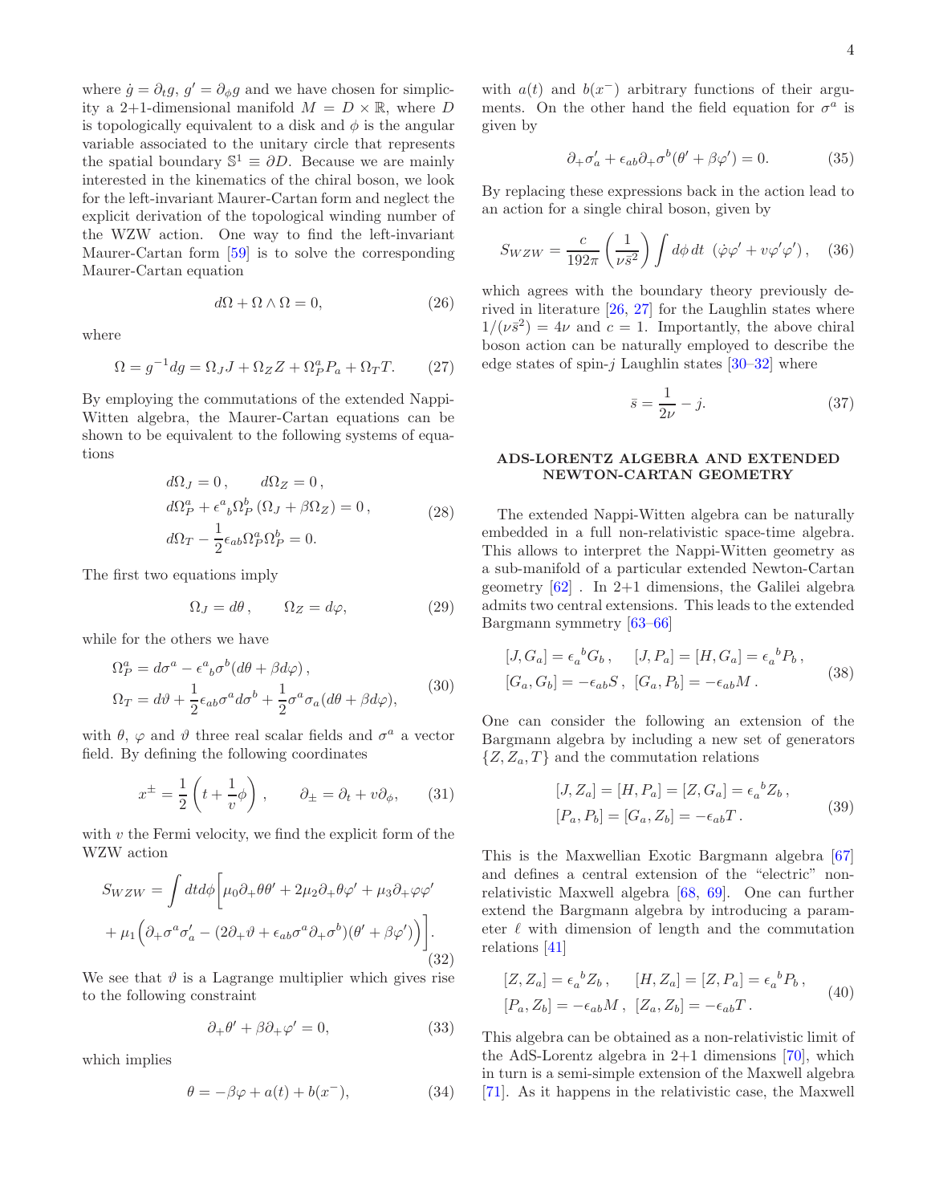where $\dot{g} = \partial_t g$, $g' = \partial_\phi g$ and we have chosen for simplicity a 2+1-dimensional manifold $M = D \times \mathbb{R}$, where $D$ is topologically equivalent to a disk and $\phi$ is the angular variable associated to the unitary circle that represents the spatial boundary $\mathbb{S}^1 \equiv \partial D$. Because we are mainly interested in the kinematics of the chiral boson, we look for the left-invariant Maurer-Cartan form and neglect the explicit derivation of the topological winding number of the WZW action. One way to find the left-invariant Maurer-Cartan form [59] is to solve the corresponding Maurer-Cartan equation

$$d\Omega + \Omega \wedge \Omega = 0, \tag{26}$$

where

$$\Omega = g^{-1} dg = \Omega_J J + \Omega_Z Z + \Omega_P^a P_a + \Omega_T T. \tag{27}$$

By employing the commutations of the extended Nappi-Witten algebra, the Maurer-Cartan equations can be shown to be equivalent to the following systems of equations

$$\begin{aligned}
&d\Omega_J = 0\,, \qquad d\Omega_Z = 0\,, \\
&d\Omega_P^a + \epsilon^a{}_b \Omega_P^b \left(\Omega_J + \beta \Omega_Z\right) = 0\,, \\
&d\Omega_T - \frac{1}{2}\epsilon_{ab}\Omega_P^a \Omega_P^b = 0.
\end{aligned} \tag{28}$$

The first two equations imply

$$\Omega_J = d\theta\,, \qquad \Omega_Z = d\varphi, \tag{29}$$

while for the others we have

$$\begin{aligned}
\Omega_P^a &= d\sigma^a - \epsilon^a{}_b \sigma^b (d\theta + \beta d\varphi)\,, \\
\Omega_T &= d\vartheta + \frac{1}{2}\epsilon_{ab}\sigma^a d\sigma^b + \frac{1}{2}\sigma^a \sigma_a (d\theta + \beta d\varphi),
\end{aligned} \tag{30}$$

with $\theta$, $\varphi$ and $\vartheta$ three real scalar fields and $\sigma^a$ a vector field. By defining the following coordinates

$$x^{\pm} = \frac{1}{2}\left(t + \frac{1}{v}\phi\right)\,, \qquad \partial_{\pm} = \partial_t + v\partial_\phi, \tag{31}$$

with $v$ the Fermi velocity, we find the explicit form of the WZW action

$$\begin{aligned}
S_{WZW} = \int dt d\phi \Big[ &\mu_0 \partial_+ \theta \theta' + 2\mu_2 \partial_+ \theta \varphi' + \mu_3 \partial_+ \varphi \varphi' \\
&+ \mu_1 \Big( \partial_+ \sigma^a \sigma_a' - (2\partial_+ \vartheta + \epsilon_{ab}\sigma^a \partial_+ \sigma^b)(\theta' + \beta \varphi') \Big) \Big].
\end{aligned} \tag{32}$$

We see that $\vartheta$ is a Lagrange multiplier which gives rise to the following constraint

$$\partial_+ \theta' + \beta \partial_+ \varphi' = 0, \tag{33}$$

which implies

$$\theta = -\beta \varphi + a(t) + b(x^-), \tag{34}$$

with $a(t)$ and $b(x^-)$ arbitrary functions of their arguments. On the other hand the field equation for $\sigma^a$ is given by

$$\partial_+ \sigma_a' + \epsilon_{ab} \partial_+ \sigma^b (\theta' + \beta \varphi') = 0. \tag{35}$$

By replacing these expressions back in the action lead to an action for a single chiral boson, given by

$$S_{WZW} = \frac{c}{192\pi}\left(\frac{1}{\nu \bar{s}^2}\right) \int d\phi\, dt\ \left(\dot{\varphi}\varphi' + v\varphi'\varphi'\right), \tag{36}$$

which agrees with the boundary theory previously derived in literature [26, 27] for the Laughlin states where $1/(\nu \bar{s}^2) = 4\nu$ and $c = 1$. Importantly, the above chiral boson action can be naturally employed to describe the edge states of spin-$j$ Laughlin states [30–32] where

$$\bar{s} = \frac{1}{2\nu} - j. \tag{37}$$

## ADS-LORENTZ ALGEBRA AND EXTENDED NEWTON-CARTAN GEOMETRY

The extended Nappi-Witten algebra can be naturally embedded in a full non-relativistic space-time algebra. This allows to interpret the Nappi-Witten geometry as a sub-manifold of a particular extended Newton-Cartan geometry [62] . In 2+1 dimensions, the Galilei algebra admits two central extensions. This leads to the extended Bargmann symmetry [63–66]

$$\begin{aligned}
&[J, G_a] = \epsilon_a{}^b G_b\,, \quad [J, P_a] = [H, G_a] = \epsilon_a{}^b P_b\,, \\
&[G_a, G_b] = -\epsilon_{ab} S\,, \ \ [G_a, P_b] = -\epsilon_{ab} M\,.
\end{aligned} \tag{38}$$

One can consider the following an extension of the Bargmann algebra by including a new set of generators $\{Z, Z_a, T\}$ and the commutation relations

$$\begin{aligned}
&[J, Z_a] = [H, P_a] = [Z, G_a] = \epsilon_a{}^b Z_b\,, \\
&[P_a, P_b] = [G_a, Z_b] = -\epsilon_{ab} T\,.
\end{aligned} \tag{39}$$

This is the Maxwellian Exotic Bargmann algebra [67] and defines a central extension of the "electric" non-relativistic Maxwell algebra [68, 69]. One can further extend the Bargmann algebra by introducing a parameter $\ell$ with dimension of length and the commutation relations [41]

$$\begin{aligned}
&[Z, Z_a] = \epsilon_a{}^b Z_b\,, \quad [H, Z_a] = [Z, P_a] = \epsilon_a{}^b P_b\,, \\
&[P_a, Z_b] = -\epsilon_{ab} M\,, \ \ [Z_a, Z_b] = -\epsilon_{ab} T\,.
\end{aligned} \tag{40}$$

This algebra can be obtained as a non-relativistic limit of the AdS-Lorentz algebra in 2+1 dimensions [70], which in turn is a semi-simple extension of the Maxwell algebra [71]. As it happens in the relativistic case, the Maxwell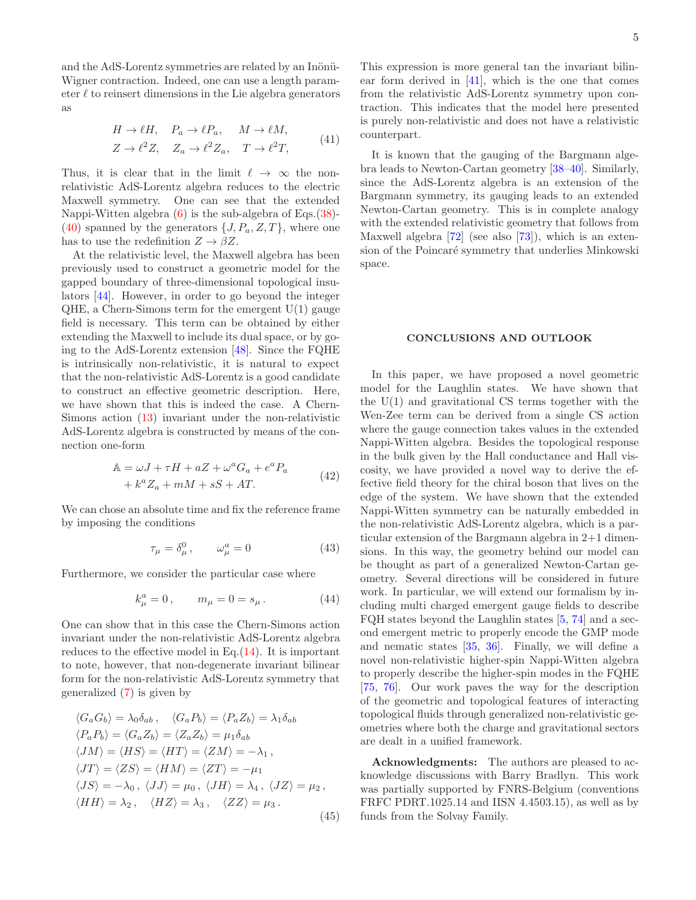and the AdS-Lorentz symmetries are related by an Inönü-Wigner contraction. Indeed, one can use a length parameter $\ell$ to reinsert dimensions in the Lie algebra generators as

$$
\begin{aligned}
H &\to \ell H, \quad P_a \to \ell P_a, \quad M \to \ell M, \\
Z &\to \ell^2 Z, \quad Z_a \to \ell^2 Z_a, \quad T \to \ell^2 T,
\end{aligned} \tag{41}
$$

Thus, it is clear that in the limit $\ell \to \infty$ the non-relativistic AdS-Lorentz algebra reduces to the electric Maxwell symmetry. One can see that the extended Nappi-Witten algebra (6) is the sub-algebra of Eqs.(38)-(40) spanned by the generators $\{J, P_a, Z, T\}$, where one has to use the redefinition $Z \to \beta Z$.

At the relativistic level, the Maxwell algebra has been previously used to construct a geometric model for the gapped boundary of three-dimensional topological insulators [44]. However, in order to go beyond the integer QHE, a Chern-Simons term for the emergent U(1) gauge field is necessary. This term can be obtained by either extending the Maxwell to include its dual space, or by going to the AdS-Lorentz extension [48]. Since the FQHE is intrinsically non-relativistic, it is natural to expect that the non-relativistic AdS-Lorentz is a good candidate to construct an effective geometric description. Here, we have shown that this is indeed the case. A Chern-Simons action (13) invariant under the non-relativistic AdS-Lorentz algebra is constructed by means of the connection one-form

$$
\begin{aligned}
\mathbb{A} = \omega J + \tau H + a Z + \omega^a G_a + e^a P_a \\
+ k^a Z_a + m M + s S + A T.
\end{aligned} \tag{42}
$$

We can chose an absolute time and fix the reference frame by imposing the conditions

$$
\tau_\mu = \delta^0_\mu \,, \qquad \omega^a_\mu = 0 \tag{43}
$$

Furthermore, we consider the particular case where

$$
k^a_\mu = 0 \,, \qquad m_\mu = 0 = s_\mu \,. \tag{44}
$$

One can show that in this case the Chern-Simons action invariant under the non-relativistic AdS-Lorentz algebra reduces to the effective model in Eq.(14). It is important to note, however, that non-degenerate invariant bilinear form for the non-relativistic AdS-Lorentz symmetry that generalized (7) is given by

$$
\begin{aligned}
&\langle G_a G_b \rangle = \lambda_0 \delta_{ab} \,, \quad \langle G_a P_b \rangle = \langle P_a Z_b \rangle = \lambda_1 \delta_{ab} \\
&\langle P_a P_b \rangle = \langle G_a Z_b \rangle = \langle Z_a Z_b \rangle = \mu_1 \delta_{ab} \\
&\langle J M \rangle = \langle H S \rangle = \langle H T \rangle = \langle Z M \rangle = -\lambda_1 \,, \\
&\langle J T \rangle = \langle Z S \rangle = \langle H M \rangle = \langle Z T \rangle = -\mu_1 \\
&\langle J S \rangle = -\lambda_0 \,, \ \langle J J \rangle = \mu_0 \,, \ \langle J H \rangle = \lambda_4 \,, \ \langle J Z \rangle = \mu_2 \,, \\
&\langle H H \rangle = \lambda_2 \,, \quad \langle H Z \rangle = \lambda_3 \,, \quad \langle Z Z \rangle = \mu_3 \,.
\end{aligned} \tag{45}
$$

This expression is more general tan the invariant bilinear form derived in [41], which is the one that comes from the relativistic AdS-Lorentz symmetry upon contraction. This indicates that the model here presented is purely non-relativistic and does not have a relativistic counterpart.

It is known that the gauging of the Bargmann algebra leads to Newton-Cartan geometry [38–40]. Similarly, since the AdS-Lorentz algebra is an extension of the Bargmann symmetry, its gauging leads to an extended Newton-Cartan geometry. This is in complete analogy with the extended relativistic geometry that follows from Maxwell algebra [72] (see also [73]), which is an extension of the Poincaré symmetry that underlies Minkowski space.

## CONCLUSIONS AND OUTLOOK

In this paper, we have proposed a novel geometric model for the Laughlin states. We have shown that the U(1) and gravitational CS terms together with the Wen-Zee term can be derived from a single CS action where the gauge connection takes values in the extended Nappi-Witten algebra. Besides the topological response in the bulk given by the Hall conductance and Hall viscosity, we have provided a novel way to derive the effective field theory for the chiral boson that lives on the edge of the system. We have shown that the extended Nappi-Witten symmetry can be naturally embedded in the non-relativistic AdS-Lorentz algebra, which is a particular extension of the Bargmann algebra in 2+1 dimensions. In this way, the geometry behind our model can be thought as part of a generalized Newton-Cartan geometry. Several directions will be considered in future work. In particular, we will extend our formalism by including multi charged emergent gauge fields to describe FQH states beyond the Laughlin states [5, 74] and a second emergent metric to properly encode the GMP mode and nematic states [35, 36]. Finally, we will define a novel non-relativistic higher-spin Nappi-Witten algebra to properly describe the higher-spin modes in the FQHE [75, 76]. Our work paves the way for the description of the geometric and topological features of interacting topological fluids through generalized non-relativistic geometries where both the charge and gravitational sectors are dealt in a unified framework.

**Acknowledgments:** The authors are pleased to acknowledge discussions with Barry Bradlyn. This work was partially supported by FNRS-Belgium (conventions FRFC PDRT.1025.14 and IISN 4.4503.15), as well as by funds from the Solvay Family.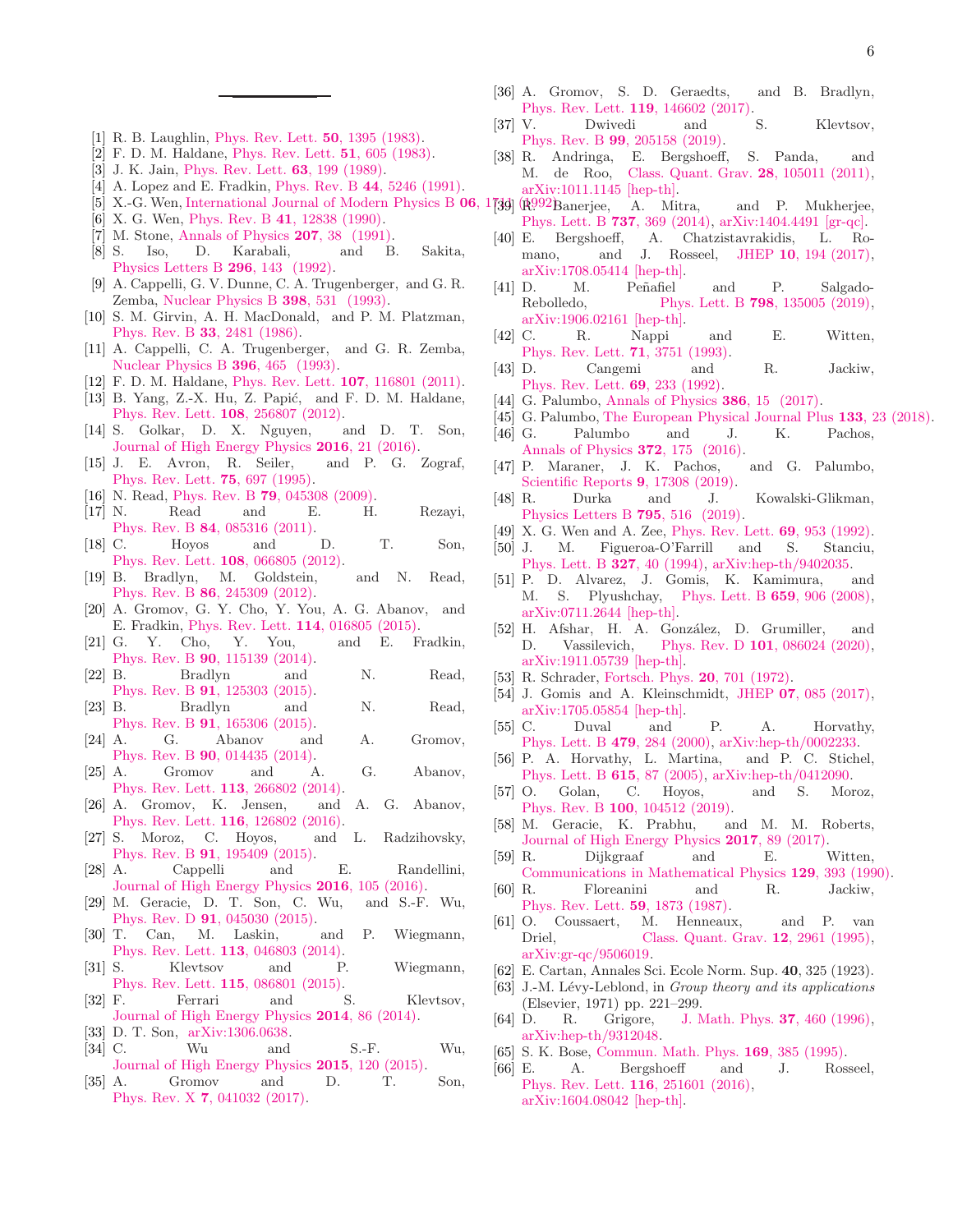- [1] R. B. Laughlin, Phys. Rev. Lett. **50**, 1395 (1983).
- [2] F. D. M. Haldane, Phys. Rev. Lett. **51**, 605 (1983).
- [3] J. K. Jain, Phys. Rev. Lett. **63**, 199 (1989).
- [4] A. Lopez and E. Fradkin, Phys. Rev. B **44**, 5246 (1991).
- [5] X.-G. Wen, International Journal of Modern Physics B **06**, 1711 (1992).
- [6] X. G. Wen, Phys. Rev. B **41**, 12838 (1990).
- [7] M. Stone, Annals of Physics **207**, 38 (1991).
- [8] S. Iso, D. Karabali, and B. Sakita, Physics Letters B **296**, 143 (1992).
- [9] A. Cappelli, G. V. Dunne, C. A. Trugenberger, and G. R. Zemba, Nuclear Physics B **398**, 531 (1993).
- [10] S. M. Girvin, A. H. MacDonald, and P. M. Platzman, Phys. Rev. B **33**, 2481 (1986).
- [11] A. Cappelli, C. A. Trugenberger, and G. R. Zemba, Nuclear Physics B **396**, 465 (1993).
- [12] F. D. M. Haldane, Phys. Rev. Lett. **107**, 116801 (2011).
- [13] B. Yang, Z.-X. Hu, Z. Papić, and F. D. M. Haldane, Phys. Rev. Lett. **108**, 256807 (2012).
- [14] S. Golkar, D. X. Nguyen, and D. T. Son, Journal of High Energy Physics **2016**, 21 (2016).
- [15] J. E. Avron, R. Seiler, and P. G. Zograf, Phys. Rev. Lett. **75**, 697 (1995).
- [16] N. Read, Phys. Rev. B **79**, 045308 (2009).
- [17] N. Read and E. H. Rezayi, Phys. Rev. B **84**, 085316 (2011).
- [18] C. Hoyos and D. T. Son, Phys. Rev. Lett. **108**, 066805 (2012).
- [19] B. Bradlyn, M. Goldstein, and N. Read, Phys. Rev. B **86**, 245309 (2012).
- [20] A. Gromov, G. Y. Cho, Y. You, A. G. Abanov, and E. Fradkin, Phys. Rev. Lett. **114**, 016805 (2015).
- [21] G. Y. Cho, Y. You, and E. Fradkin, Phys. Rev. B **90**, 115139 (2014).
- [22] B. Bradlyn and N. Read, Phys. Rev. B **91**, 125303 (2015).
- [23] B. Bradlyn and N. Read, Phys. Rev. B **91**, 165306 (2015).
- [24] A. G. Abanov and A. Gromov, Phys. Rev. B **90**, 014435 (2014).
- [25] A. Gromov and A. G. Abanov, Phys. Rev. Lett. **113**, 266802 (2014).
- [26] A. Gromov, K. Jensen, and A. G. Abanov, Phys. Rev. Lett. **116**, 126802 (2016).
- [27] S. Moroz, C. Hoyos, and L. Radzihovsky, Phys. Rev. B **91**, 195409 (2015).
- [28] A. Cappelli and E. Randellini, Journal of High Energy Physics **2016**, 105 (2016).
- [29] M. Geracie, D. T. Son, C. Wu, and S.-F. Wu, Phys. Rev. D **91**, 045030 (2015).
- [30] T. Can, M. Laskin, and P. Wiegmann, Phys. Rev. Lett. **113**, 046803 (2014).
- [31] S. Klevtsov and P. Wiegmann, Phys. Rev. Lett. **115**, 086801 (2015).
- [32] F. Ferrari and S. Klevtsov, Journal of High Energy Physics **2014**, 86 (2014).
- [33] D. T. Son, arXiv:1306.0638.
- [34] C. Wu and S.-F. Wu, Journal of High Energy Physics **2015**, 120 (2015).
- [35] A. Gromov and D. T. Son, Phys. Rev. X **7**, 041032 (2017).
- [36] A. Gromov, S. D. Geraedts, and B. Bradlyn, Phys. Rev. Lett. **119**, 146602 (2017).
- [37] V. Dwivedi and S. Klevtsov, Phys. Rev. B **99**, 205158 (2019).
- [38] R. Andringa, E. Bergshoeff, S. Panda, and M. de Roo, Class. Quant. Grav. **28**, 105011 (2011), arXiv:1011.1145 [hep-th].
- [39] R. Banerjee, A. Mitra, and P. Mukherjee, Phys. Lett. B **737**, 369 (2014), arXiv:1404.4491 [gr-qc].
- [40] E. Bergshoeff, A. Chatzistavrakidis, L. Romano, and J. Rosseel, JHEP **10**, 194 (2017), arXiv:1708.05414 [hep-th].
- [41] D. M. Peñafiel and P. Salgado-Rebolledo, Phys. Lett. B **798**, 135005 (2019), arXiv:1906.02161 [hep-th].
- [42] C. R. Nappi and E. Witten, Phys. Rev. Lett. **71**, 3751 (1993).
- [43] D. Cangemi and R. Jackiw, Phys. Rev. Lett. **69**, 233 (1992).
- [44] G. Palumbo, Annals of Physics **386**, 15 (2017).
- [45] G. Palumbo, The European Physical Journal Plus **133**, 23 (2018).
- [46] G. Palumbo and J. K. Pachos, Annals of Physics **372**, 175 (2016).
- [47] P. Maraner, J. K. Pachos, and G. Palumbo, Scientific Reports **9**, 17308 (2019).
- [48] R. Durka and J. Kowalski-Glikman, Physics Letters B **795**, 516 (2019).
- [49] X. G. Wen and A. Zee, Phys. Rev. Lett. **69**, 953 (1992).
- [50] J. M. Figueroa-O'Farrill and S. Stanciu, Phys. Lett. B **327**, 40 (1994), arXiv:hep-th/9402035.
- [51] P. D. Alvarez, J. Gomis, K. Kamimura, and M. S. Plyushchay, Phys. Lett. B **659**, 906 (2008), arXiv:0711.2644 [hep-th].
- [52] H. Afshar, H. A. González, D. Grumiller, and D. Vassilevich, Phys. Rev. D **101**, 086024 (2020), arXiv:1911.05739 [hep-th].
- [53] R. Schrader, Fortsch. Phys. **20**, 701 (1972).
- [54] J. Gomis and A. Kleinschmidt, JHEP **07**, 085 (2017), arXiv:1705.05854 [hep-th].
- [55] C. Duval and P. A. Horvathy, Phys. Lett. B **479**, 284 (2000), arXiv:hep-th/0002233.
- [56] P. A. Horvathy, L. Martina, and P. C. Stichel, Phys. Lett. B **615**, 87 (2005), arXiv:hep-th/0412090.
- [57] O. Golan, C. Hoyos, and S. Moroz, Phys. Rev. B **100**, 104512 (2019).
- [58] M. Geracie, K. Prabhu, and M. M. Roberts, Journal of High Energy Physics **2017**, 89 (2017).
- [59] R. Dijkgraaf and E. Witten, Communications in Mathematical Physics **129**, 393 (1990).
- [60] R. Floreanini and R. Jackiw, Phys. Rev. Lett. **59**, 1873 (1987).
- [61] O. Coussaert, M. Henneaux, and P. van Driel, Class. Quant. Grav. **12**, 2961 (1995), arXiv:gr-qc/9506019.
- [62] E. Cartan, Annales Sci. Ecole Norm. Sup. **40**, 325 (1923).
- [63] J.-M. Lévy-Leblond, in *Group theory and its applications* (Elsevier, 1971) pp. 221–299.
- [64] D. R. Grigore, J. Math. Phys. **37**, 460 (1996), arXiv:hep-th/9312048.
- [65] S. K. Bose, Commun. Math. Phys. **169**, 385 (1995).
- [66] E. A. Bergshoeff and J. Rosseel, Phys. Rev. Lett. **116**, 251601 (2016), arXiv:1604.08042 [hep-th].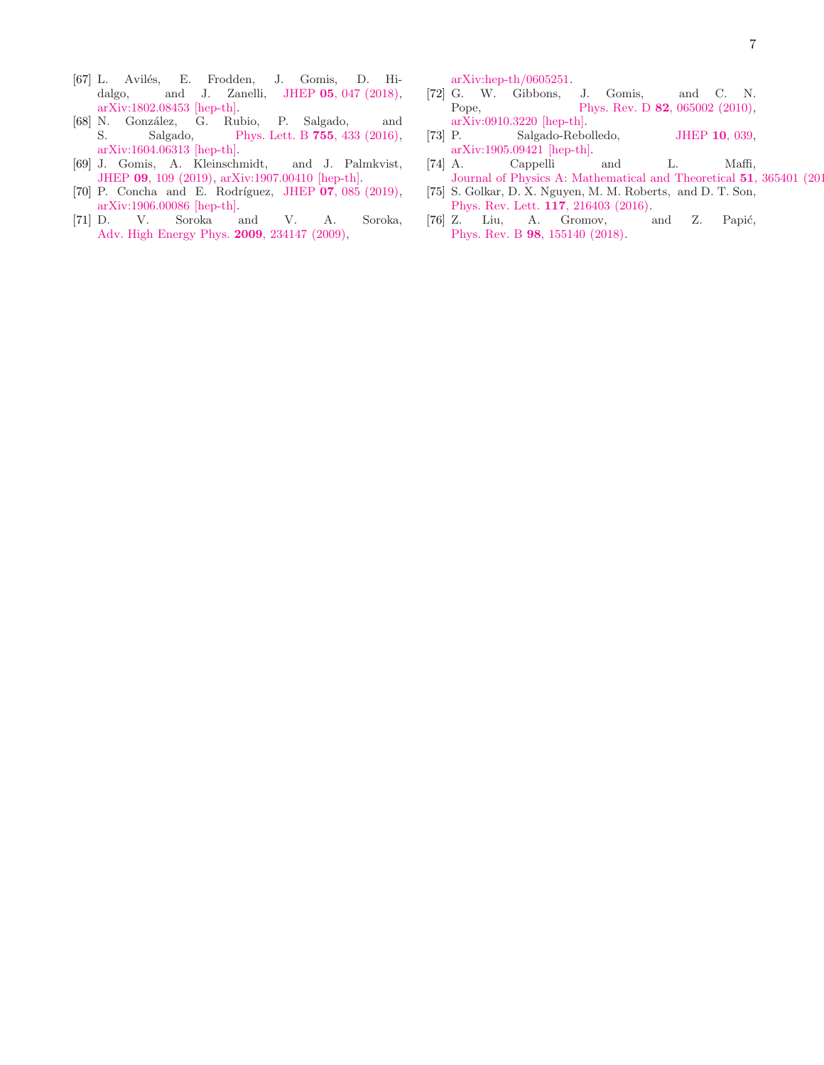[67] L. Avilés, E. Frodden, J. Gomis, D. Hidalgo, and J. Zanelli, JHEP **05**, 047 (2018), arXiv:1802.08453 [hep-th].

[68] N. González, G. Rubio, P. Salgado, and S. Salgado, Phys. Lett. B **755**, 433 (2016), arXiv:1604.06313 [hep-th].

[69] J. Gomis, A. Kleinschmidt, and J. Palmkvist, JHEP **09**, 109 (2019), arXiv:1907.00410 [hep-th].

[70] P. Concha and E. Rodríguez, JHEP **07**, 085 (2019), arXiv:1906.00086 [hep-th].

[71] D. V. Soroka and V. A. Soroka, Adv. High Energy Phys. **2009**, 234147 (2009), arXiv:hep-th/0605251.

[72] G. W. Gibbons, J. Gomis, and C. N. Pope, Phys. Rev. D **82**, 065002 (2010), arXiv:0910.3220 [hep-th].

[73] P. Salgado-Rebolledo, JHEP **10**, 039, arXiv:1905.09421 [hep-th].

[74] A. Cappelli and L. Maffi, Journal of Physics A: Mathematical and Theoretical **51**, 365401 (201

[75] S. Golkar, D. X. Nguyen, M. M. Roberts, and D. T. Son, Phys. Rev. Lett. **117**, 216403 (2016).

[76] Z. Liu, A. Gromov, and Z. Papić, Phys. Rev. B **98**, 155140 (2018).